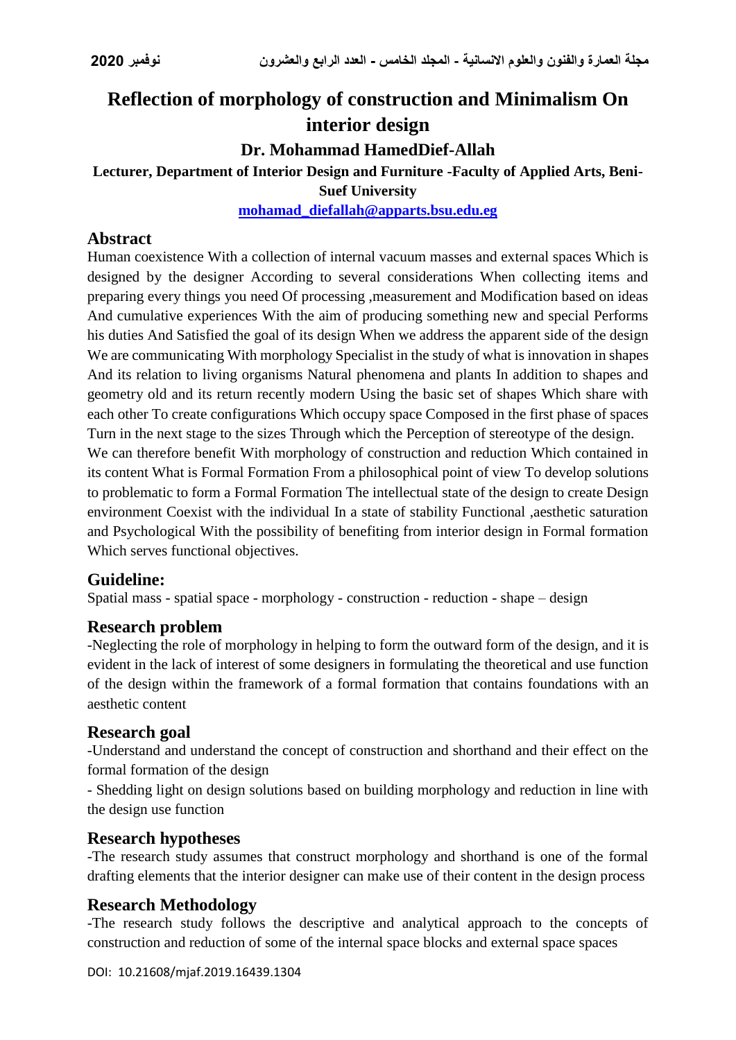# Reflection of morphology of construction and Minimalism On interior design

**Dr. Mohammad HamedDief-Allah**

**Lecturer, Department of Interior Design and Furniture -Faculty of Applied Arts, Beni-Suef University**

**mohamad_diefallah@apparts.bsu.edu.eg**

## Abstract

Human coexistence With a collection of internal vacuum masses and external spaces Which is designed by the designer According to several considerations When collecting items and preparing every things you need Of processing ,measurement and Modification based on ideas And cumulative experiences With the aim of producing something new and special Performs his duties And Satisfied the goal of its design When we address the apparent side of the design We are communicating With morphology Specialist in the study of what is innovation in shapes And its relation to living organisms Natural phenomena and plants In addition to shapes and geometry old and its return recently modern Using the basic set of shapes Which share with each other To create configurations Which occupy space Composed in the first phase of spaces Turn in the next stage to the sizes Through which the Perception of stereotype of the design.

We can therefore benefit With morphology of construction and reduction Which contained in its content What is Formal Formation From a philosophical point of view To develop solutions to problematic to form a Formal Formation The intellectual state of the design to create Design environment Coexist with the individual In a state of stability Functional ,aesthetic saturation and Psychological With the possibility of benefiting from interior design in Formal formation Which serves functional objectives.

## Guideline:

Spatial mass - spatial space - morphology - construction - reduction - shape – design

## Research problem

-Neglecting the role of morphology in helping to form the outward form of the design, and it is evident in the lack of interest of some designers in formulating the theoretical and use function of the design within the framework of a formal formation that contains foundations with an aesthetic content

## Research goal

-Understand and understand the concept of construction and shorthand and their effect on the formal formation of the design

- Shedding light on design solutions based on building morphology and reduction in line with the design use function

## Research hypotheses

-The research study assumes that construct morphology and shorthand is one of the formal drafting elements that the interior designer can make use of their content in the design process

## Research Methodology

-The research study follows the descriptive and analytical approach to the concepts of construction and reduction of some of the internal space blocks and external space spaces

DOI: 10.21608/mjaf.2019.16439.1304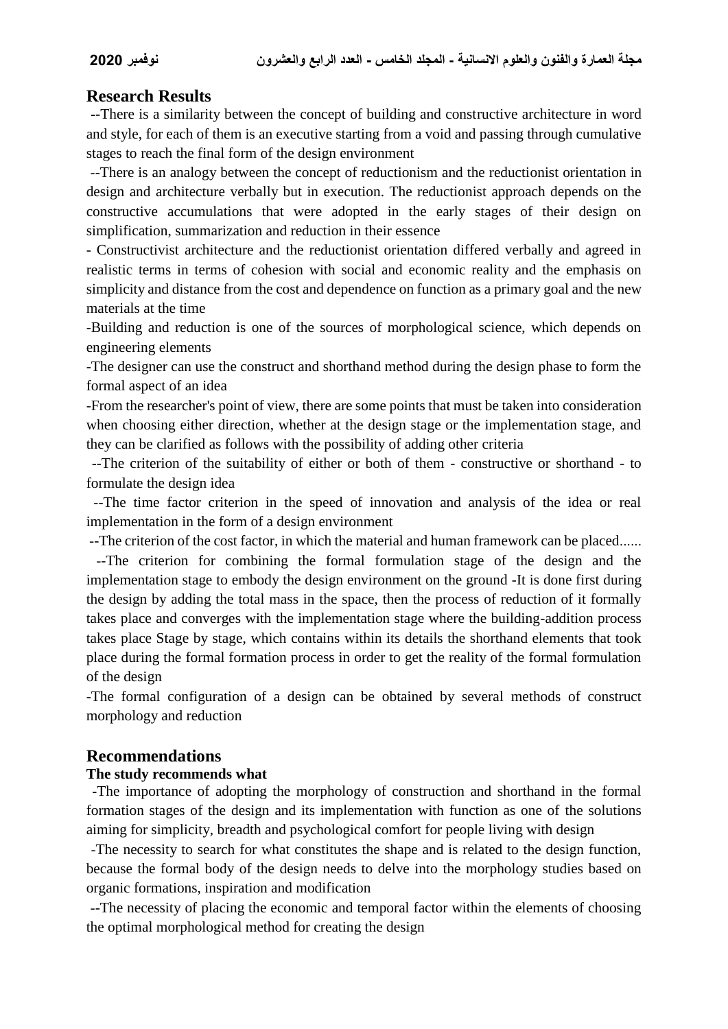## Research Results

--There is a similarity between the concept of building and constructive architecture in word and style, for each of them is an executive starting from a void and passing through cumulative stages to reach the final form of the design environment

--There is an analogy between the concept of reductionism and the reductionist orientation in design and architecture verbally but in execution. The reductionist approach depends on the constructive accumulations that were adopted in the early stages of their design on simplification, summarization and reduction in their essence

- Constructivist architecture and the reductionist orientation differed verbally and agreed in realistic terms in terms of cohesion with social and economic reality and the emphasis on simplicity and distance from the cost and dependence on function as a primary goal and the new materials at the time

-Building and reduction is one of the sources of morphological science, which depends on engineering elements

-The designer can use the construct and shorthand method during the design phase to form the formal aspect of an idea

-From the researcher's point of view, there are some points that must be taken into consideration when choosing either direction, whether at the design stage or the implementation stage, and they can be clarified as follows with the possibility of adding other criteria

--The criterion of the suitability of either or both of them - constructive or shorthand - to formulate the design idea

--The time factor criterion in the speed of innovation and analysis of the idea or real implementation in the form of a design environment

--The criterion of the cost factor, in which the material and human framework can be placed......

--The criterion for combining the formal formulation stage of the design and the implementation stage to embody the design environment on the ground -It is done first during the design by adding the total mass in the space, then the process of reduction of it formally takes place and converges with the implementation stage where the building-addition process takes place Stage by stage, which contains within its details the shorthand elements that took place during the formal formation process in order to get the reality of the formal formulation of the design

-The formal configuration of a design can be obtained by several methods of construct morphology and reduction

## Recommendations

**The study recommends what**

-The importance of adopting the morphology of construction and shorthand in the formal formation stages of the design and its implementation with function as one of the solutions aiming for simplicity, breadth and psychological comfort for people living with design

-The necessity to search for what constitutes the shape and is related to the design function, because the formal body of the design needs to delve into the morphology studies based on organic formations, inspiration and modification

--The necessity of placing the economic and temporal factor within the elements of choosing the optimal morphological method for creating the design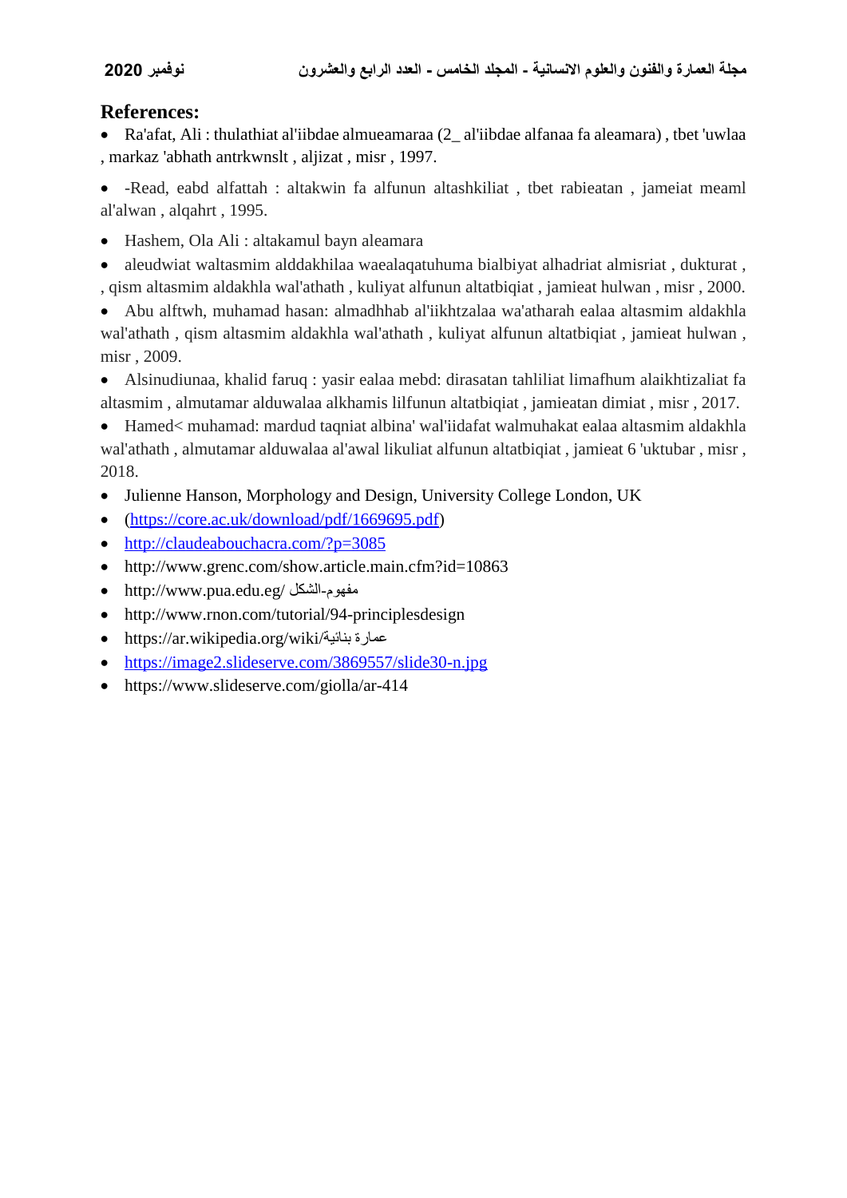## References:

- Ra'afat, Ali : thulathiat al'iibdae almueamaraa (2_ al'iibdae alfanaa fa aleamara) , tbet 'uwlaa , markaz 'abhath antrkwnslt , aljizat , misr , 1997.
- -Read, eabd alfattah : altakwin fa alfunun altashkiliat , tbet rabieatan , jameiat meaml al'alwan , alqahrt , 1995.
- Hashem, Ola Ali : altakamul bayn aleamara
- aleudwiat waltasmim alddakhilaa waealaqatuhuma bialbiyat alhadriat almisriat , dukturat , , qism altasmim aldakhla wal'athath , kuliyat alfunun altatbiqiat , jamieat hulwan , misr , 2000.
- Abu alftwh, muhamad hasan: almadhhab al'iikhtzalaa wa'atharah ealaa altasmim aldakhla wal'athath , qism altasmim aldakhla wal'athath , kuliyat alfunun altatbiqiat , jamieat hulwan , misr , 2009.
- Alsinudiunaa, khalid faruq : yasir ealaa mebd: dirasatan tahliliat limafhum alaikhtizaliat fa altasmim , almutamar alduwalaa alkhamis lilfunun altatbiqiat , jamieatan dimiat , misr , 2017.
- Hamed< muhamad: mardud taqniat albina' wal'iidafat walmuhakat ealaa altasmim aldakhla wal'athath , almutamar alduwalaa al'awal likuliat alfunun altatbiqiat , jamieat 6 'uktubar , misr , 2018.
- Julienne Hanson, Morphology and Design, University College London, UK
- (https://core.ac.uk/download/pdf/1669695.pdf)
- http://claudeabouchacra.com/?p=3085
- http://www.grenc.com/show.article.main.cfm?id=10863
- http://www.pua.edu.eg/ مفهوم-الشكل
- http://www.rnon.com/tutorial/94-principlesdesign
- https://ar.wikipedia.org/wiki/عمارة بنائية
- https://image2.slideserve.com/3869557/slide30-n.jpg
- https://www.slideserve.com/giolla/ar-414